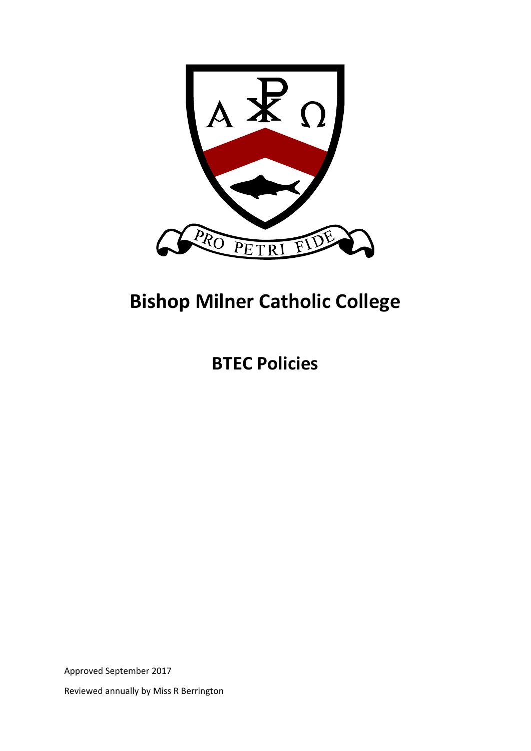# Bishop Milner Catholic College

## BTEC Policies

Approved September 2017

Reviewed annually by Miss R Berrington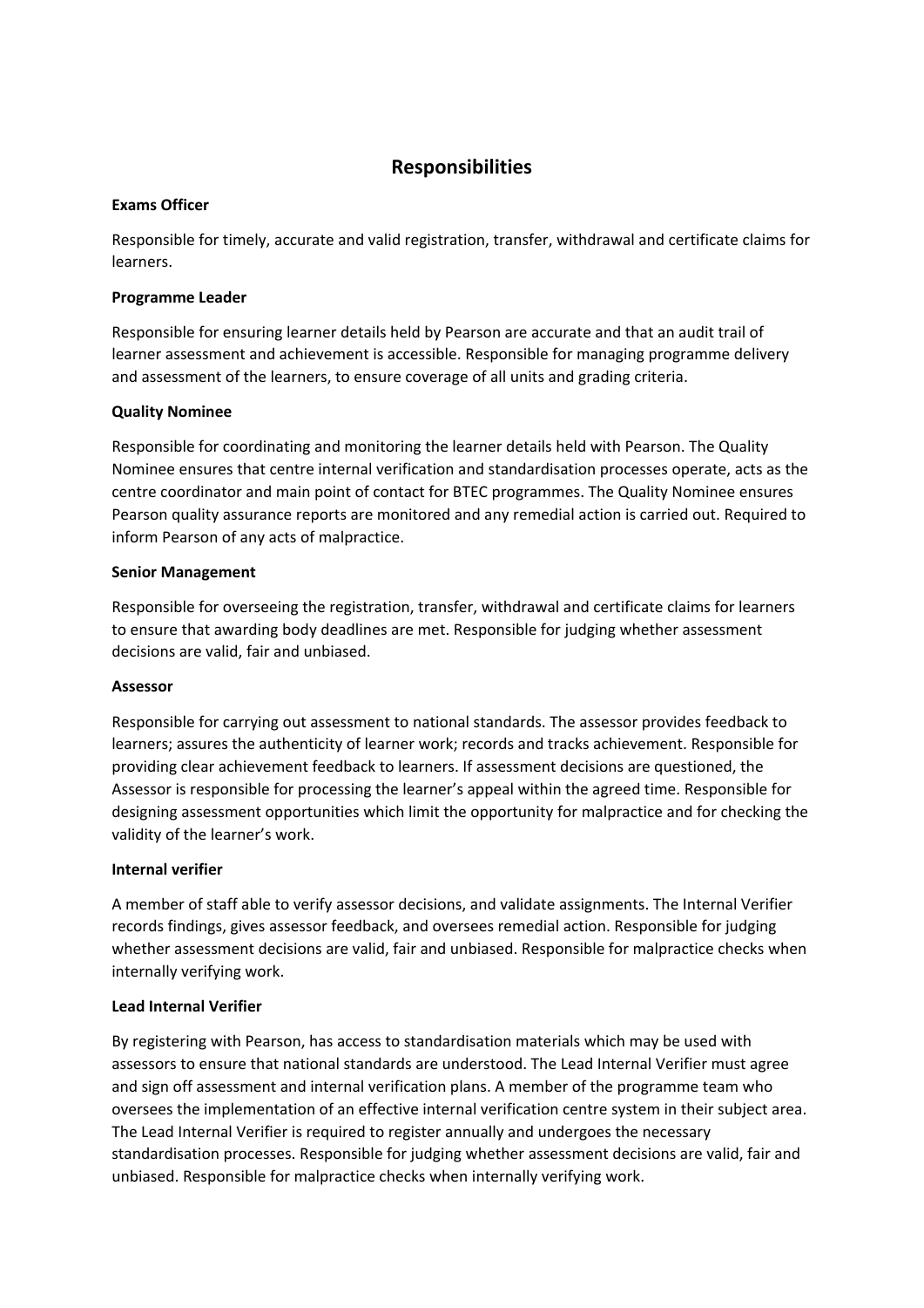# Responsibilities

**Exams Officer**

Responsible for timely, accurate and valid registration, transfer, withdrawal and certificate claims for learners.

**Programme Leader**

Responsible for ensuring learner details held by Pearson are accurate and that an audit trail of learner assessment and achievement is accessible. Responsible for managing programme delivery and assessment of the learners, to ensure coverage of all units and grading criteria.

**Quality Nominee**

Responsible for coordinating and monitoring the learner details held with Pearson. The Quality Nominee ensures that centre internal verification and standardisation processes operate, acts as the centre coordinator and main point of contact for BTEC programmes. The Quality Nominee ensures Pearson quality assurance reports are monitored and any remedial action is carried out. Required to inform Pearson of any acts of malpractice.

**Senior Management**

Responsible for overseeing the registration, transfer, withdrawal and certificate claims for learners to ensure that awarding body deadlines are met. Responsible for judging whether assessment decisions are valid, fair and unbiased.

**Assessor**

Responsible for carrying out assessment to national standards. The assessor provides feedback to learners; assures the authenticity of learner work; records and tracks achievement. Responsible for providing clear achievement feedback to learners. If assessment decisions are questioned, the Assessor is responsible for processing the learner's appeal within the agreed time. Responsible for designing assessment opportunities which limit the opportunity for malpractice and for checking the validity of the learner's work.

**Internal verifier**

A member of staff able to verify assessor decisions, and validate assignments. The Internal Verifier records findings, gives assessor feedback, and oversees remedial action. Responsible for judging whether assessment decisions are valid, fair and unbiased. Responsible for malpractice checks when internally verifying work.

**Lead Internal Verifier**

By registering with Pearson, has access to standardisation materials which may be used with assessors to ensure that national standards are understood. The Lead Internal Verifier must agree and sign off assessment and internal verification plans. A member of the programme team who oversees the implementation of an effective internal verification centre system in their subject area. The Lead Internal Verifier is required to register annually and undergoes the necessary standardisation processes. Responsible for judging whether assessment decisions are valid, fair and unbiased. Responsible for malpractice checks when internally verifying work.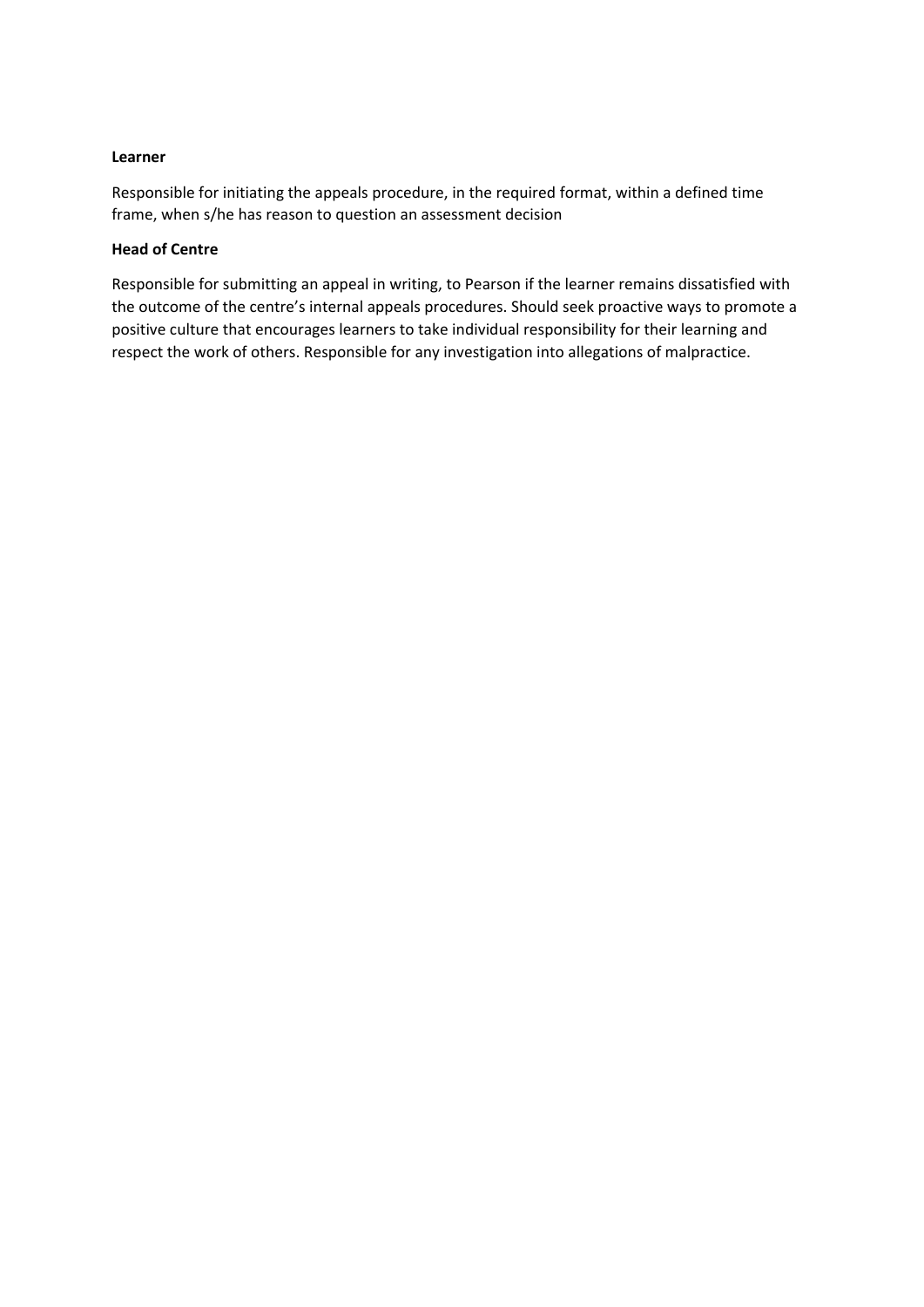**Learner**

Responsible for initiating the appeals procedure, in the required format, within a defined time frame, when s/he has reason to question an assessment decision

**Head of Centre**

Responsible for submitting an appeal in writing, to Pearson if the learner remains dissatisfied with the outcome of the centre's internal appeals procedures. Should seek proactive ways to promote a positive culture that encourages learners to take individual responsibility for their learning and respect the work of others. Responsible for any investigation into allegations of malpractice.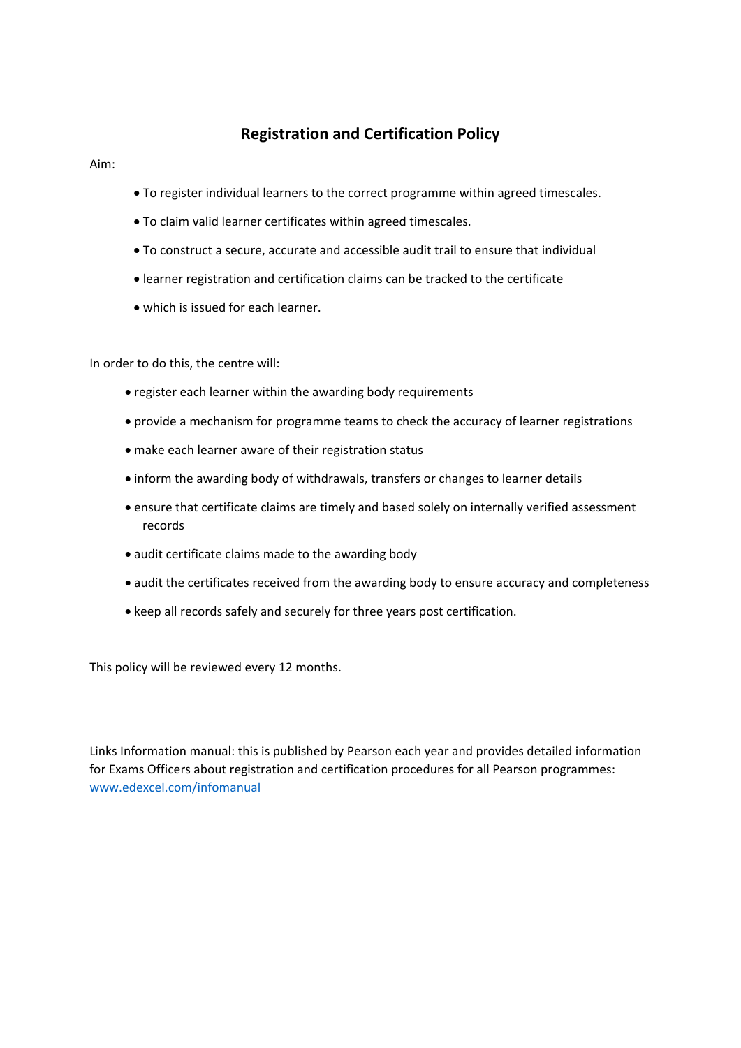# Registration and Certification Policy

Aim:

- To register individual learners to the correct programme within agreed timescales.
- To claim valid learner certificates within agreed timescales.
- To construct a secure, accurate and accessible audit trail to ensure that individual
- learner registration and certification claims can be tracked to the certificate
- which is issued for each learner.

In order to do this, the centre will:

- register each learner within the awarding body requirements
- provide a mechanism for programme teams to check the accuracy of learner registrations
- make each learner aware of their registration status
- inform the awarding body of withdrawals, transfers or changes to learner details
- ensure that certificate claims are timely and based solely on internally verified assessment records
- audit certificate claims made to the awarding body
- audit the certificates received from the awarding body to ensure accuracy and completeness
- keep all records safely and securely for three years post certification.

This policy will be reviewed every 12 months.

Links Information manual: this is published by Pearson each year and provides detailed information for Exams Officers about registration and certification procedures for all Pearson programmes: [www.edexcel.com/infomanual](www.edexcel.com/infomanual)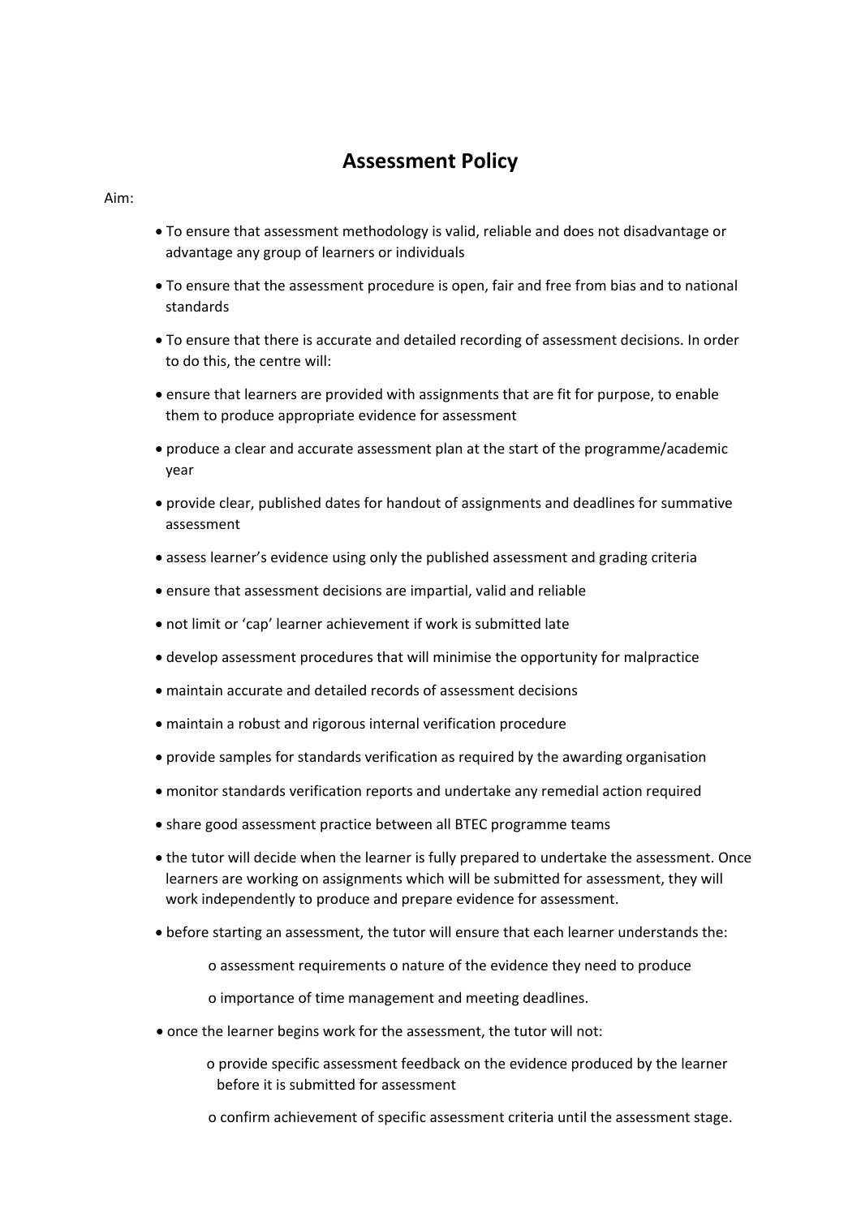# Assessment Policy

Aim:

- To ensure that assessment methodology is valid, reliable and does not disadvantage or advantage any group of learners or individuals
- To ensure that the assessment procedure is open, fair and free from bias and to national standards
- To ensure that there is accurate and detailed recording of assessment decisions. In order to do this, the centre will:
- ensure that learners are provided with assignments that are fit for purpose, to enable them to produce appropriate evidence for assessment
- produce a clear and accurate assessment plan at the start of the programme/academic year
- provide clear, published dates for handout of assignments and deadlines for summative assessment
- assess learner's evidence using only the published assessment and grading criteria
- ensure that assessment decisions are impartial, valid and reliable
- not limit or 'cap' learner achievement if work is submitted late
- develop assessment procedures that will minimise the opportunity for malpractice
- maintain accurate and detailed records of assessment decisions
- maintain a robust and rigorous internal verification procedure
- provide samples for standards verification as required by the awarding organisation
- monitor standards verification reports and undertake any remedial action required
- share good assessment practice between all BTEC programme teams
- the tutor will decide when the learner is fully prepared to undertake the assessment. Once learners are working on assignments which will be submitted for assessment, they will work independently to produce and prepare evidence for assessment.
- before starting an assessment, the tutor will ensure that each learner understands the:
    - assessment requirements
    - nature of the evidence they need to produce
    - importance of time management and meeting deadlines.
- once the learner begins work for the assessment, the tutor will not:
    - provide specific assessment feedback on the evidence produced by the learner before it is submitted for assessment
    - confirm achievement of specific assessment criteria until the assessment stage.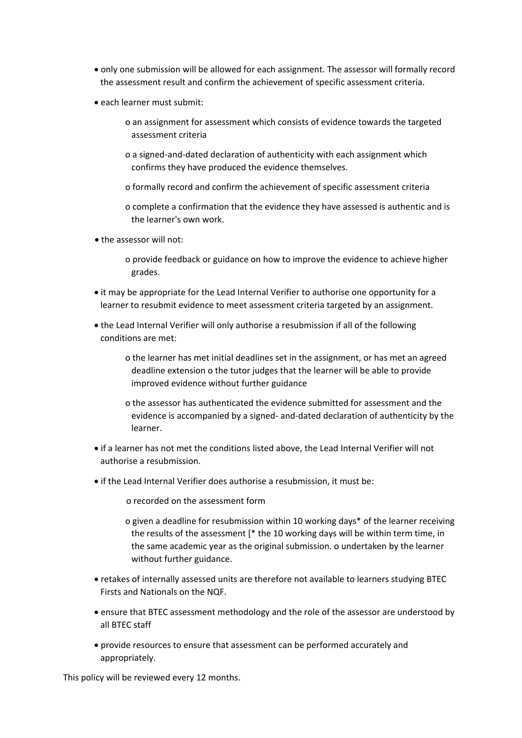- only one submission will be allowed for each assignment. The assessor will formally record the assessment result and confirm the achievement of specific assessment criteria.
- each learner must submit:
  - an assignment for assessment which consists of evidence towards the targeted assessment criteria
  - a signed-and-dated declaration of authenticity with each assignment which confirms they have produced the evidence themselves.
  - formally record and confirm the achievement of specific assessment criteria
  - complete a confirmation that the evidence they have assessed is authentic and is the learner's own work.
- the assessor will not:
  - provide feedback or guidance on how to improve the evidence to achieve higher grades.
- it may be appropriate for the Lead Internal Verifier to authorise one opportunity for a learner to resubmit evidence to meet assessment criteria targeted by an assignment.
- the Lead Internal Verifier will only authorise a resubmission if all of the following conditions are met:
  - the learner has met initial deadlines set in the assignment, or has met an agreed deadline extension o the tutor judges that the learner will be able to provide improved evidence without further guidance
  - the assessor has authenticated the evidence submitted for assessment and the evidence is accompanied by a signed- and-dated declaration of authenticity by the learner.
- if a learner has not met the conditions listed above, the Lead Internal Verifier will not authorise a resubmission.
- if the Lead Internal Verifier does authorise a resubmission, it must be:
  - recorded on the assessment form
  - given a deadline for resubmission within 10 working days* of the learner receiving the results of the assessment [* the 10 working days will be within term time, in the same academic year as the original submission. o undertaken by the learner without further guidance.
- retakes of internally assessed units are therefore not available to learners studying BTEC Firsts and Nationals on the NQF.
- ensure that BTEC assessment methodology and the role of the assessor are understood by all BTEC staff
- provide resources to ensure that assessment can be performed accurately and appropriately.

This policy will be reviewed every 12 months.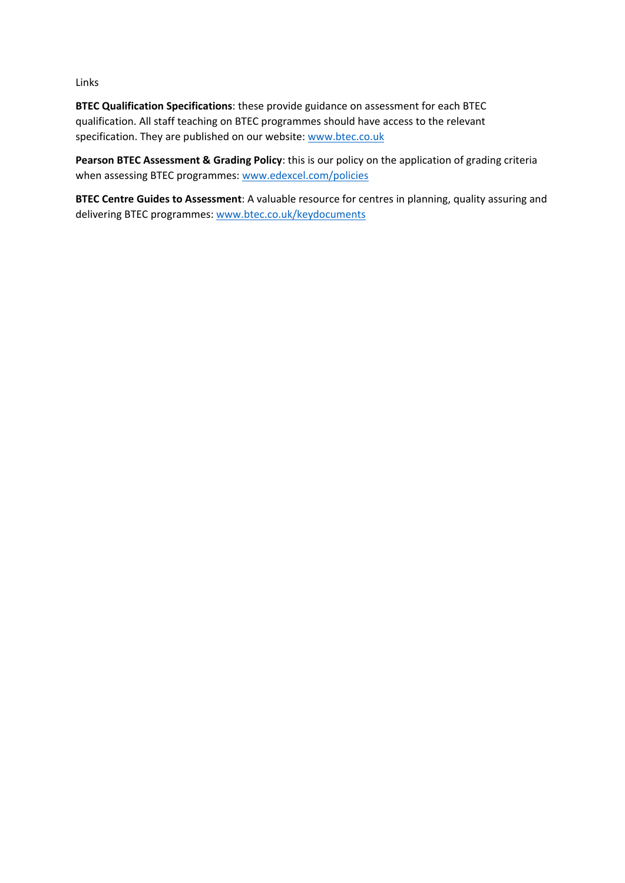Links

**BTEC Qualification Specifications**: these provide guidance on assessment for each BTEC qualification. All staff teaching on BTEC programmes should have access to the relevant specification. They are published on our website: [www.btec.co.uk](http://www.btec.co.uk)

**Pearson BTEC Assessment & Grading Policy**: this is our policy on the application of grading criteria when assessing BTEC programmes: [www.edexcel.com/policies](http://www.edexcel.com/policies)

**BTEC Centre Guides to Assessment**: A valuable resource for centres in planning, quality assuring and delivering BTEC programmes: [www.btec.co.uk/keydocuments](http://www.btec.co.uk/keydocuments)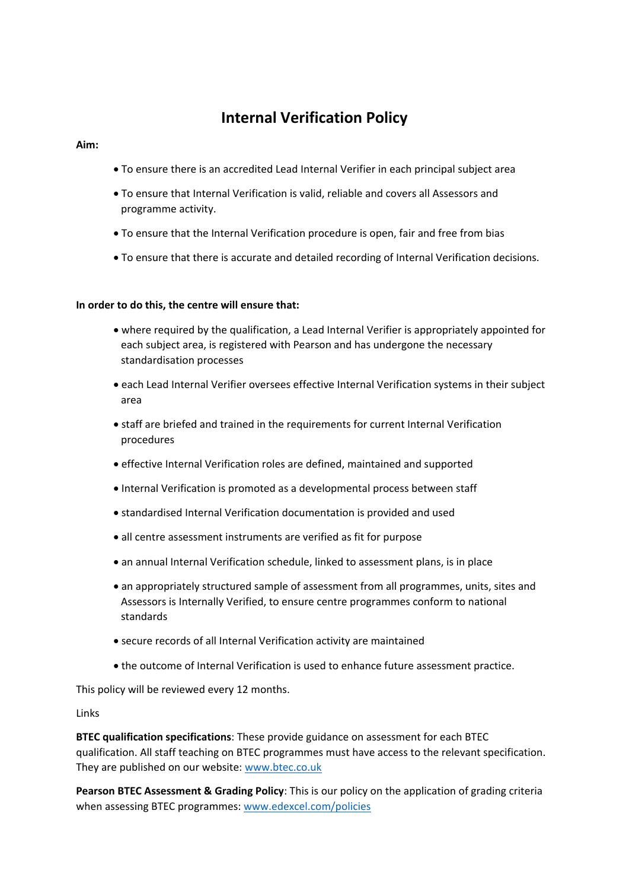# Internal Verification Policy

**Aim:**

- To ensure there is an accredited Lead Internal Verifier in each principal subject area
- To ensure that Internal Verification is valid, reliable and covers all Assessors and programme activity.
- To ensure that the Internal Verification procedure is open, fair and free from bias
- To ensure that there is accurate and detailed recording of Internal Verification decisions.

**In order to do this, the centre will ensure that:**

- where required by the qualification, a Lead Internal Verifier is appropriately appointed for each subject area, is registered with Pearson and has undergone the necessary standardisation processes
- each Lead Internal Verifier oversees effective Internal Verification systems in their subject area
- staff are briefed and trained in the requirements for current Internal Verification procedures
- effective Internal Verification roles are defined, maintained and supported
- Internal Verification is promoted as a developmental process between staff
- standardised Internal Verification documentation is provided and used
- all centre assessment instruments are verified as fit for purpose
- an annual Internal Verification schedule, linked to assessment plans, is in place
- an appropriately structured sample of assessment from all programmes, units, sites and Assessors is Internally Verified, to ensure centre programmes conform to national standards
- secure records of all Internal Verification activity are maintained
- the outcome of Internal Verification is used to enhance future assessment practice.

This policy will be reviewed every 12 months.

Links

**BTEC qualification specifications**: These provide guidance on assessment for each BTEC qualification. All staff teaching on BTEC programmes must have access to the relevant specification. They are published on our website: www.btec.co.uk

**Pearson BTEC Assessment & Grading Policy**: This is our policy on the application of grading criteria when assessing BTEC programmes: www.edexcel.com/policies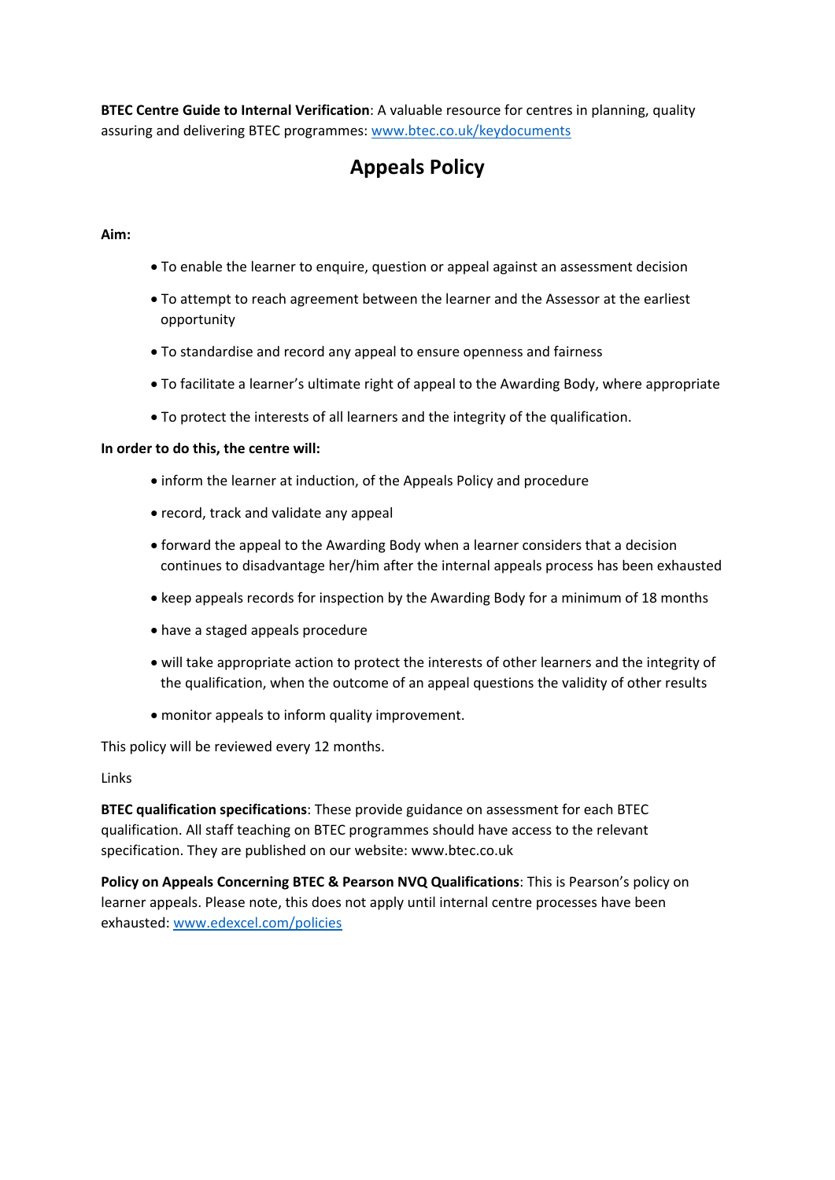**BTEC Centre Guide to Internal Verification**: A valuable resource for centres in planning, quality assuring and delivering BTEC programmes: [www.btec.co.uk/keydocuments](www.btec.co.uk/keydocuments)

# Appeals Policy

**Aim:**

- To enable the learner to enquire, question or appeal against an assessment decision
- To attempt to reach agreement between the learner and the Assessor at the earliest opportunity
- To standardise and record any appeal to ensure openness and fairness
- To facilitate a learner's ultimate right of appeal to the Awarding Body, where appropriate
- To protect the interests of all learners and the integrity of the qualification.

**In order to do this, the centre will:**

- inform the learner at induction, of the Appeals Policy and procedure
- record, track and validate any appeal
- forward the appeal to the Awarding Body when a learner considers that a decision continues to disadvantage her/him after the internal appeals process has been exhausted
- keep appeals records for inspection by the Awarding Body for a minimum of 18 months
- have a staged appeals procedure
- will take appropriate action to protect the interests of other learners and the integrity of the qualification, when the outcome of an appeal questions the validity of other results
- monitor appeals to inform quality improvement.

This policy will be reviewed every 12 months.

Links

**BTEC qualification specifications**: These provide guidance on assessment for each BTEC qualification. All staff teaching on BTEC programmes should have access to the relevant specification. They are published on our website: www.btec.co.uk

**Policy on Appeals Concerning BTEC & Pearson NVQ Qualifications**: This is Pearson's policy on learner appeals. Please note, this does not apply until internal centre processes have been exhausted: [www.edexcel.com/policies](www.edexcel.com/policies)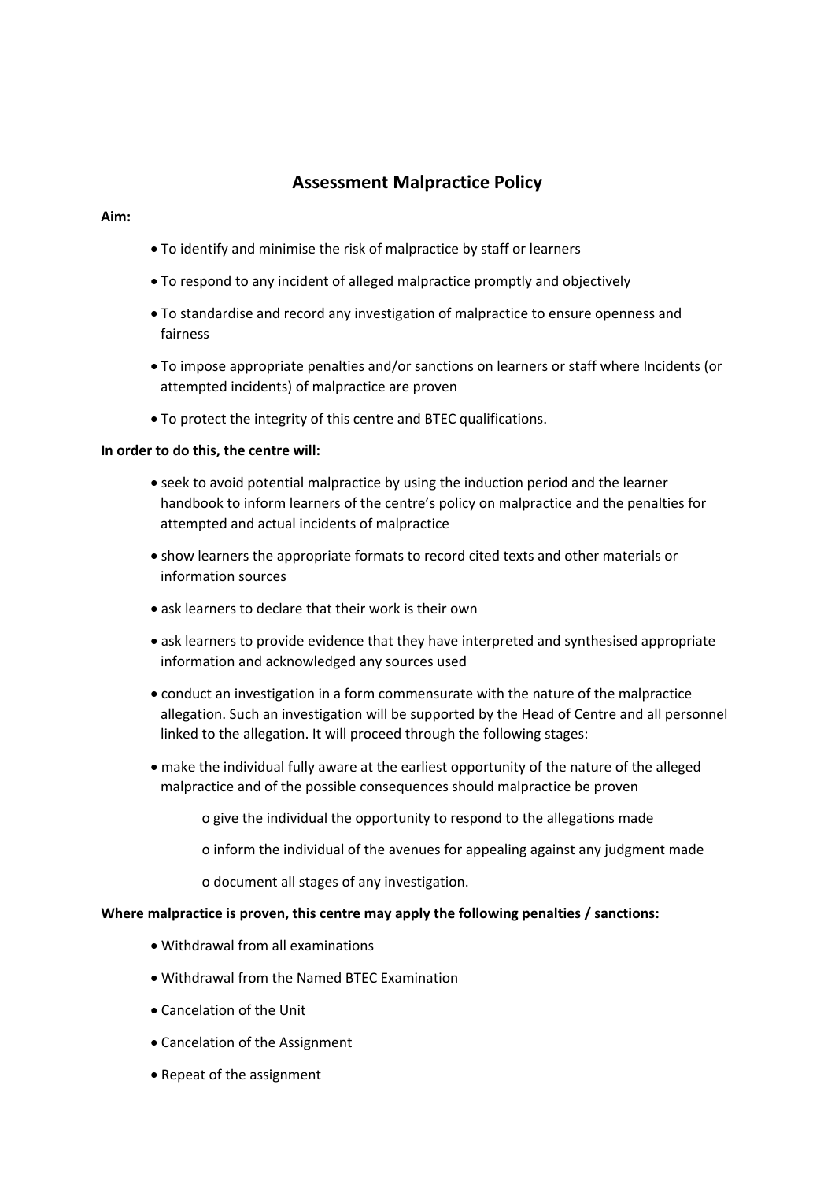## Assessment Malpractice Policy

**Aim:**

- To identify and minimise the risk of malpractice by staff or learners
- To respond to any incident of alleged malpractice promptly and objectively
- To standardise and record any investigation of malpractice to ensure openness and fairness
- To impose appropriate penalties and/or sanctions on learners or staff where Incidents (or attempted incidents) of malpractice are proven
- To protect the integrity of this centre and BTEC qualifications.

**In order to do this, the centre will:**

- seek to avoid potential malpractice by using the induction period and the learner handbook to inform learners of the centre's policy on malpractice and the penalties for attempted and actual incidents of malpractice
- show learners the appropriate formats to record cited texts and other materials or information sources
- ask learners to declare that their work is their own
- ask learners to provide evidence that they have interpreted and synthesised appropriate information and acknowledged any sources used
- conduct an investigation in a form commensurate with the nature of the malpractice allegation. Such an investigation will be supported by the Head of Centre and all personnel linked to the allegation. It will proceed through the following stages:
- make the individual fully aware at the earliest opportunity of the nature of the alleged malpractice and of the possible consequences should malpractice be proven
    - give the individual the opportunity to respond to the allegations made
    - inform the individual of the avenues for appealing against any judgment made
    - document all stages of any investigation.

**Where malpractice is proven, this centre may apply the following penalties / sanctions:**

- Withdrawal from all examinations
- Withdrawal from the Named BTEC Examination
- Cancelation of the Unit
- Cancelation of the Assignment
- Repeat of the assignment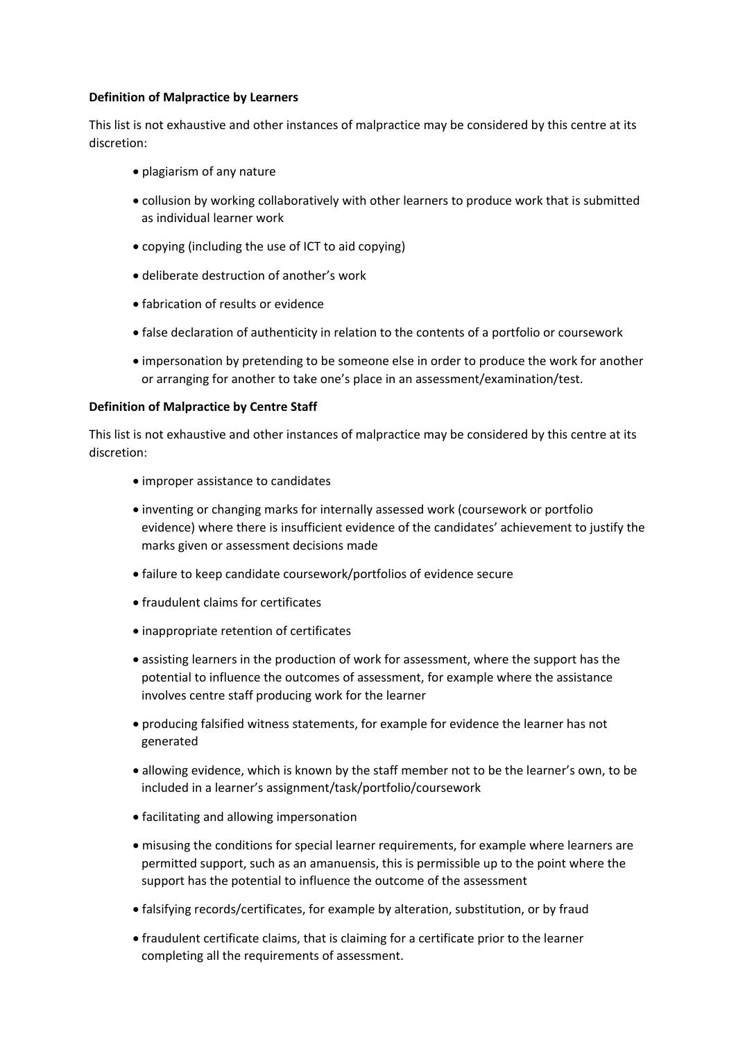**Definition of Malpractice by Learners**

This list is not exhaustive and other instances of malpractice may be considered by this centre at its discretion:

- plagiarism of any nature
- collusion by working collaboratively with other learners to produce work that is submitted as individual learner work
- copying (including the use of ICT to aid copying)
- deliberate destruction of another's work
- fabrication of results or evidence
- false declaration of authenticity in relation to the contents of a portfolio or coursework
- impersonation by pretending to be someone else in order to produce the work for another or arranging for another to take one's place in an assessment/examination/test.

**Definition of Malpractice by Centre Staff**

This list is not exhaustive and other instances of malpractice may be considered by this centre at its discretion:

- improper assistance to candidates
- inventing or changing marks for internally assessed work (coursework or portfolio evidence) where there is insufficient evidence of the candidates' achievement to justify the marks given or assessment decisions made
- failure to keep candidate coursework/portfolios of evidence secure
- fraudulent claims for certificates
- inappropriate retention of certificates
- assisting learners in the production of work for assessment, where the support has the potential to influence the outcomes of assessment, for example where the assistance involves centre staff producing work for the learner
- producing falsified witness statements, for example for evidence the learner has not generated
- allowing evidence, which is known by the staff member not to be the learner's own, to be included in a learner's assignment/task/portfolio/coursework
- facilitating and allowing impersonation
- misusing the conditions for special learner requirements, for example where learners are permitted support, such as an amanuensis, this is permissible up to the point where the support has the potential to influence the outcome of the assessment
- falsifying records/certificates, for example by alteration, substitution, or by fraud
- fraudulent certificate claims, that is claiming for a certificate prior to the learner completing all the requirements of assessment.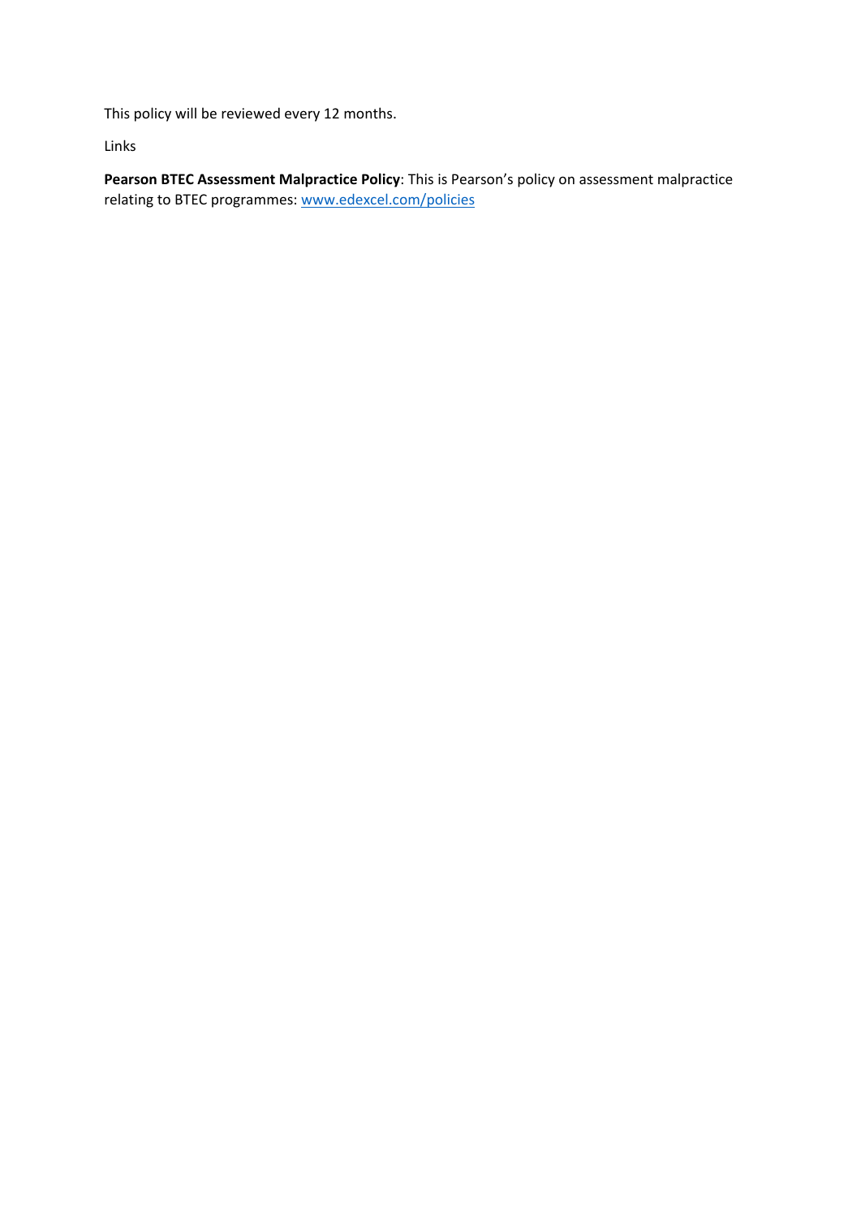This policy will be reviewed every 12 months.

Links

**Pearson BTEC Assessment Malpractice Policy**: This is Pearson's policy on assessment malpractice relating to BTEC programmes: [www.edexcel.com/policies](http://www.edexcel.com/policies)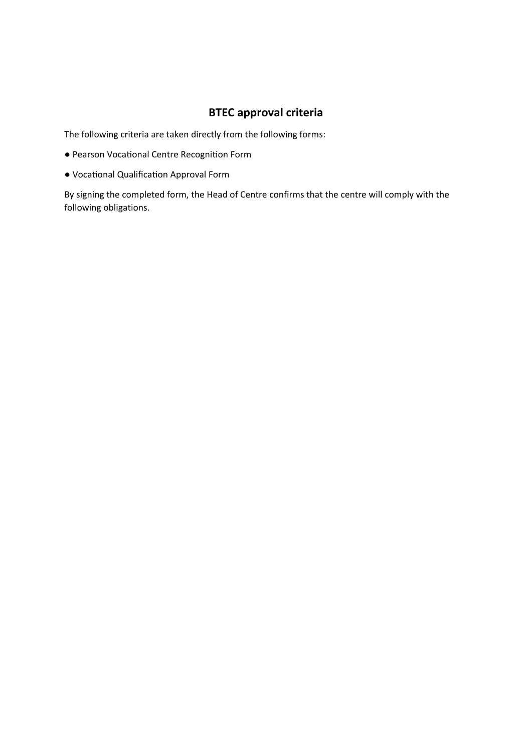## BTEC approval criteria

The following criteria are taken directly from the following forms:

- Pearson Vocational Centre Recognition Form
- Vocational Qualification Approval Form

By signing the completed form, the Head of Centre confirms that the centre will comply with the following obligations.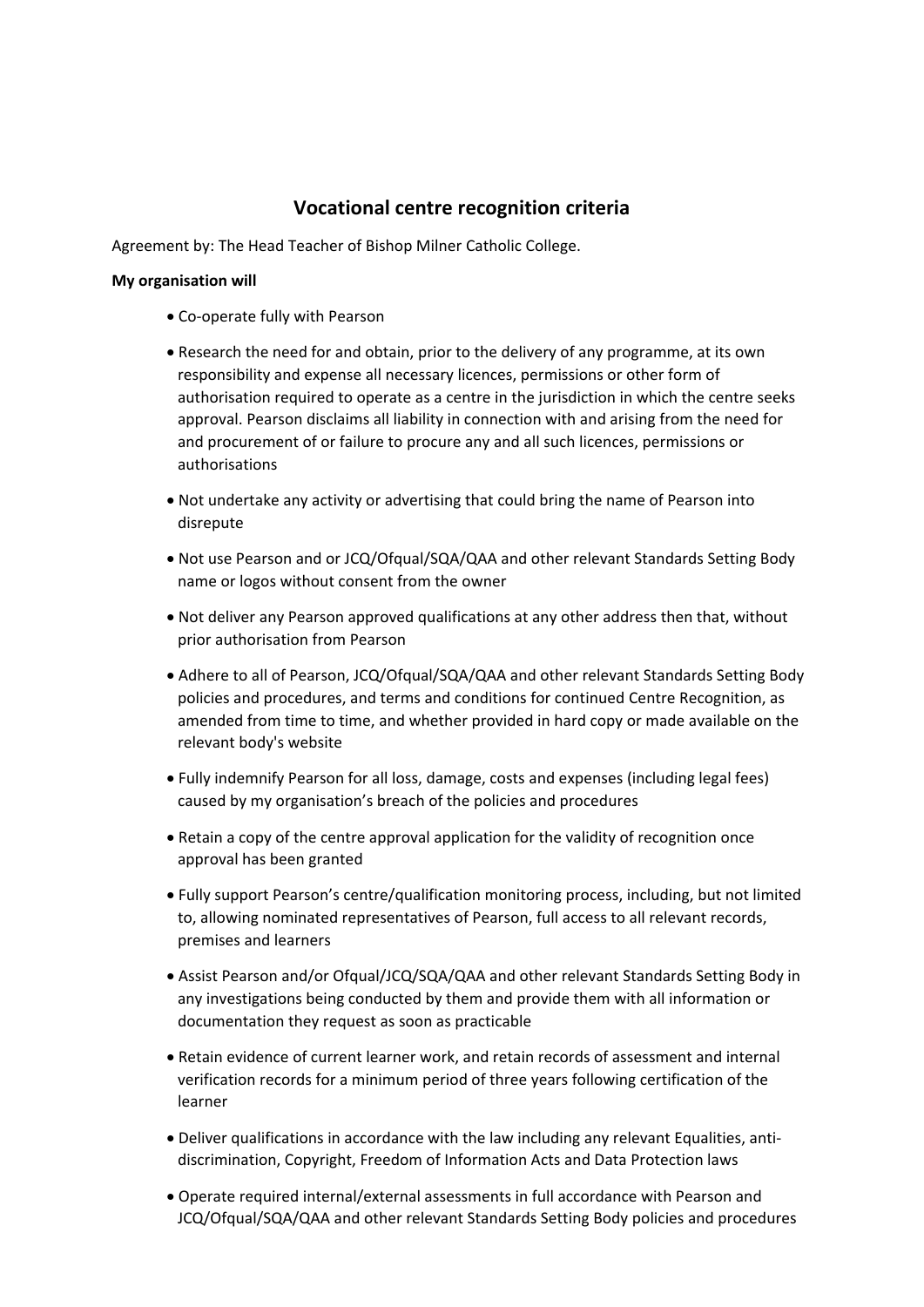## Vocational centre recognition criteria

Agreement by: The Head Teacher of Bishop Milner Catholic College.

**My organisation will**

- Co-operate fully with Pearson
- Research the need for and obtain, prior to the delivery of any programme, at its own responsibility and expense all necessary licences, permissions or other form of authorisation required to operate as a centre in the jurisdiction in which the centre seeks approval. Pearson disclaims all liability in connection with and arising from the need for and procurement of or failure to procure any and all such licences, permissions or authorisations
- Not undertake any activity or advertising that could bring the name of Pearson into disrepute
- Not use Pearson and or JCQ/Ofqual/SQA/QAA and other relevant Standards Setting Body name or logos without consent from the owner
- Not deliver any Pearson approved qualifications at any other address then that, without prior authorisation from Pearson
- Adhere to all of Pearson, JCQ/Ofqual/SQA/QAA and other relevant Standards Setting Body policies and procedures, and terms and conditions for continued Centre Recognition, as amended from time to time, and whether provided in hard copy or made available on the relevant body's website
- Fully indemnify Pearson for all loss, damage, costs and expenses (including legal fees) caused by my organisation's breach of the policies and procedures
- Retain a copy of the centre approval application for the validity of recognition once approval has been granted
- Fully support Pearson's centre/qualification monitoring process, including, but not limited to, allowing nominated representatives of Pearson, full access to all relevant records, premises and learners
- Assist Pearson and/or Ofqual/JCQ/SQA/QAA and other relevant Standards Setting Body in any investigations being conducted by them and provide them with all information or documentation they request as soon as practicable
- Retain evidence of current learner work, and retain records of assessment and internal verification records for a minimum period of three years following certification of the learner
- Deliver qualifications in accordance with the law including any relevant Equalities, anti-discrimination, Copyright, Freedom of Information Acts and Data Protection laws
- Operate required internal/external assessments in full accordance with Pearson and JCQ/Ofqual/SQA/QAA and other relevant Standards Setting Body policies and procedures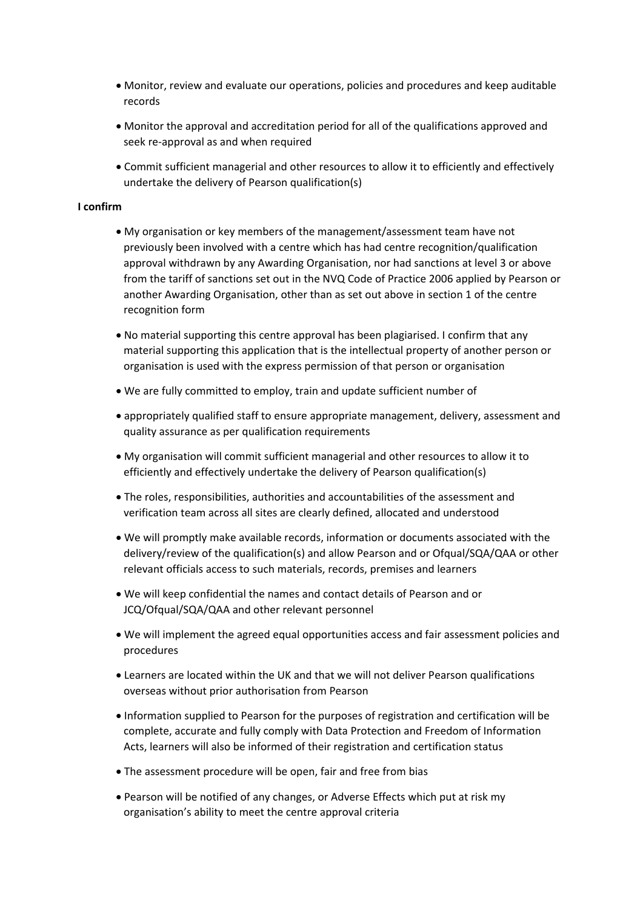- Monitor, review and evaluate our operations, policies and procedures and keep auditable records
- Monitor the approval and accreditation period for all of the qualifications approved and seek re-approval as and when required
- Commit sufficient managerial and other resources to allow it to efficiently and effectively undertake the delivery of Pearson qualification(s)

**I confirm**

- My organisation or key members of the management/assessment team have not previously been involved with a centre which has had centre recognition/qualification approval withdrawn by any Awarding Organisation, nor had sanctions at level 3 or above from the tariff of sanctions set out in the NVQ Code of Practice 2006 applied by Pearson or another Awarding Organisation, other than as set out above in section 1 of the centre recognition form
- No material supporting this centre approval has been plagiarised. I confirm that any material supporting this application that is the intellectual property of another person or organisation is used with the express permission of that person or organisation
- We are fully committed to employ, train and update sufficient number of
- appropriately qualified staff to ensure appropriate management, delivery, assessment and quality assurance as per qualification requirements
- My organisation will commit sufficient managerial and other resources to allow it to efficiently and effectively undertake the delivery of Pearson qualification(s)
- The roles, responsibilities, authorities and accountabilities of the assessment and verification team across all sites are clearly defined, allocated and understood
- We will promptly make available records, information or documents associated with the delivery/review of the qualification(s) and allow Pearson and or Ofqual/SQA/QAA or other relevant officials access to such materials, records, premises and learners
- We will keep confidential the names and contact details of Pearson and or JCQ/Ofqual/SQA/QAA and other relevant personnel
- We will implement the agreed equal opportunities access and fair assessment policies and procedures
- Learners are located within the UK and that we will not deliver Pearson qualifications overseas without prior authorisation from Pearson
- Information supplied to Pearson for the purposes of registration and certification will be complete, accurate and fully comply with Data Protection and Freedom of Information Acts, learners will also be informed of their registration and certification status
- The assessment procedure will be open, fair and free from bias
- Pearson will be notified of any changes, or Adverse Effects which put at risk my organisation's ability to meet the centre approval criteria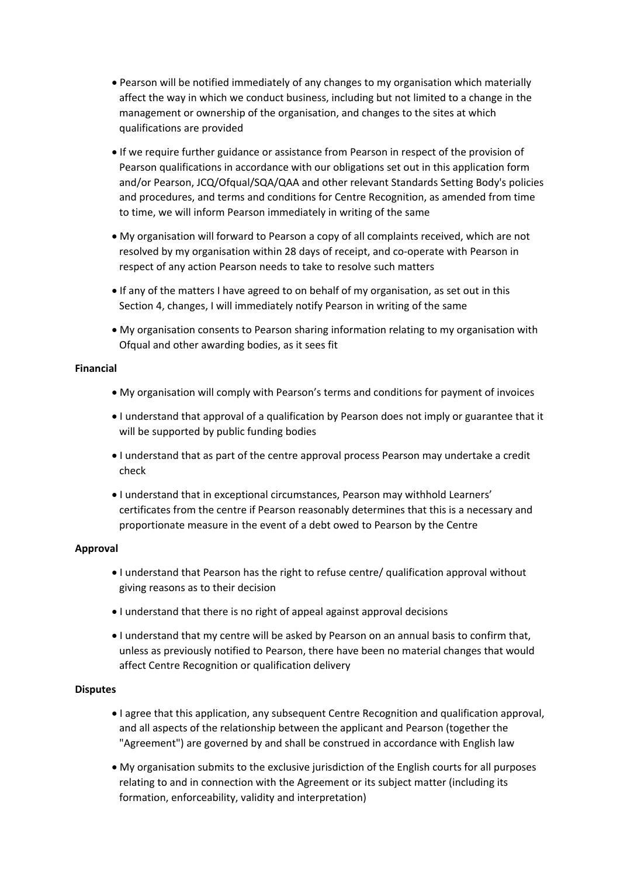- Pearson will be notified immediately of any changes to my organisation which materially affect the way in which we conduct business, including but not limited to a change in the management or ownership of the organisation, and changes to the sites at which qualifications are provided
- If we require further guidance or assistance from Pearson in respect of the provision of Pearson qualifications in accordance with our obligations set out in this application form and/or Pearson, JCQ/Ofqual/SQA/QAA and other relevant Standards Setting Body's policies and procedures, and terms and conditions for Centre Recognition, as amended from time to time, we will inform Pearson immediately in writing of the same
- My organisation will forward to Pearson a copy of all complaints received, which are not resolved by my organisation within 28 days of receipt, and co-operate with Pearson in respect of any action Pearson needs to take to resolve such matters
- If any of the matters I have agreed to on behalf of my organisation, as set out in this Section 4, changes, I will immediately notify Pearson in writing of the same
- My organisation consents to Pearson sharing information relating to my organisation with Ofqual and other awarding bodies, as it sees fit

**Financial**

- My organisation will comply with Pearson's terms and conditions for payment of invoices
- I understand that approval of a qualification by Pearson does not imply or guarantee that it will be supported by public funding bodies
- I understand that as part of the centre approval process Pearson may undertake a credit check
- I understand that in exceptional circumstances, Pearson may withhold Learners' certificates from the centre if Pearson reasonably determines that this is a necessary and proportionate measure in the event of a debt owed to Pearson by the Centre

**Approval**

- I understand that Pearson has the right to refuse centre/ qualification approval without giving reasons as to their decision
- I understand that there is no right of appeal against approval decisions
- I understand that my centre will be asked by Pearson on an annual basis to confirm that, unless as previously notified to Pearson, there have been no material changes that would affect Centre Recognition or qualification delivery

**Disputes**

- I agree that this application, any subsequent Centre Recognition and qualification approval, and all aspects of the relationship between the applicant and Pearson (together the "Agreement") are governed by and shall be construed in accordance with English law
- My organisation submits to the exclusive jurisdiction of the English courts for all purposes relating to and in connection with the Agreement or its subject matter (including its formation, enforceability, validity and interpretation)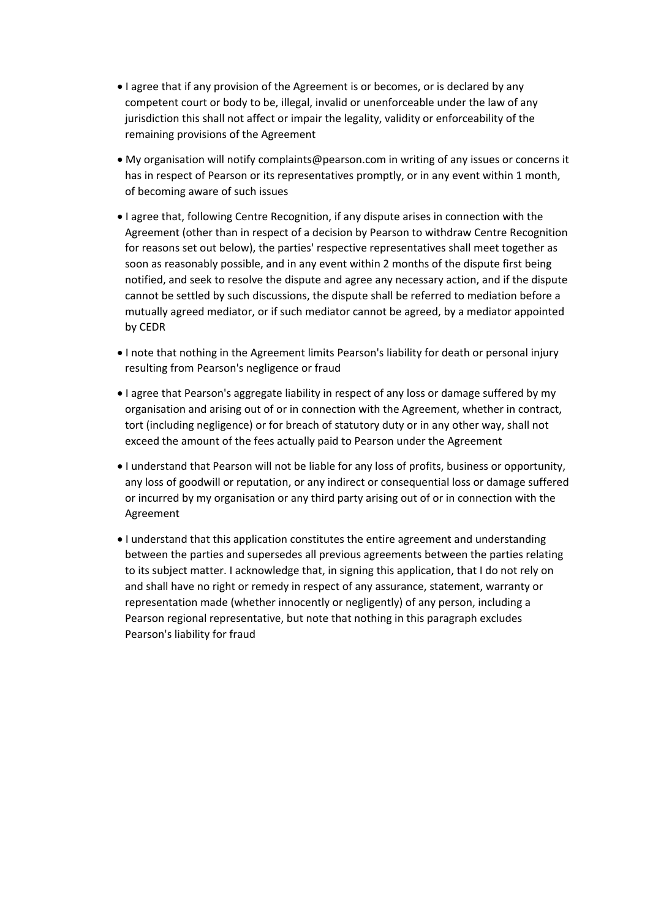- I agree that if any provision of the Agreement is or becomes, or is declared by any competent court or body to be, illegal, invalid or unenforceable under the law of any jurisdiction this shall not affect or impair the legality, validity or enforceability of the remaining provisions of the Agreement

- My organisation will notify complaints@pearson.com in writing of any issues or concerns it has in respect of Pearson or its representatives promptly, or in any event within 1 month, of becoming aware of such issues

- I agree that, following Centre Recognition, if any dispute arises in connection with the Agreement (other than in respect of a decision by Pearson to withdraw Centre Recognition for reasons set out below), the parties' respective representatives shall meet together as soon as reasonably possible, and in any event within 2 months of the dispute first being notified, and seek to resolve the dispute and agree any necessary action, and if the dispute cannot be settled by such discussions, the dispute shall be referred to mediation before a mutually agreed mediator, or if such mediator cannot be agreed, by a mediator appointed by CEDR

- I note that nothing in the Agreement limits Pearson's liability for death or personal injury resulting from Pearson's negligence or fraud

- I agree that Pearson's aggregate liability in respect of any loss or damage suffered by my organisation and arising out of or in connection with the Agreement, whether in contract, tort (including negligence) or for breach of statutory duty or in any other way, shall not exceed the amount of the fees actually paid to Pearson under the Agreement

- I understand that Pearson will not be liable for any loss of profits, business or opportunity, any loss of goodwill or reputation, or any indirect or consequential loss or damage suffered or incurred by my organisation or any third party arising out of or in connection with the Agreement

- I understand that this application constitutes the entire agreement and understanding between the parties and supersedes all previous agreements between the parties relating to its subject matter. I acknowledge that, in signing this application, that I do not rely on and shall have no right or remedy in respect of any assurance, statement, warranty or representation made (whether innocently or negligently) of any person, including a Pearson regional representative, but note that nothing in this paragraph excludes Pearson's liability for fraud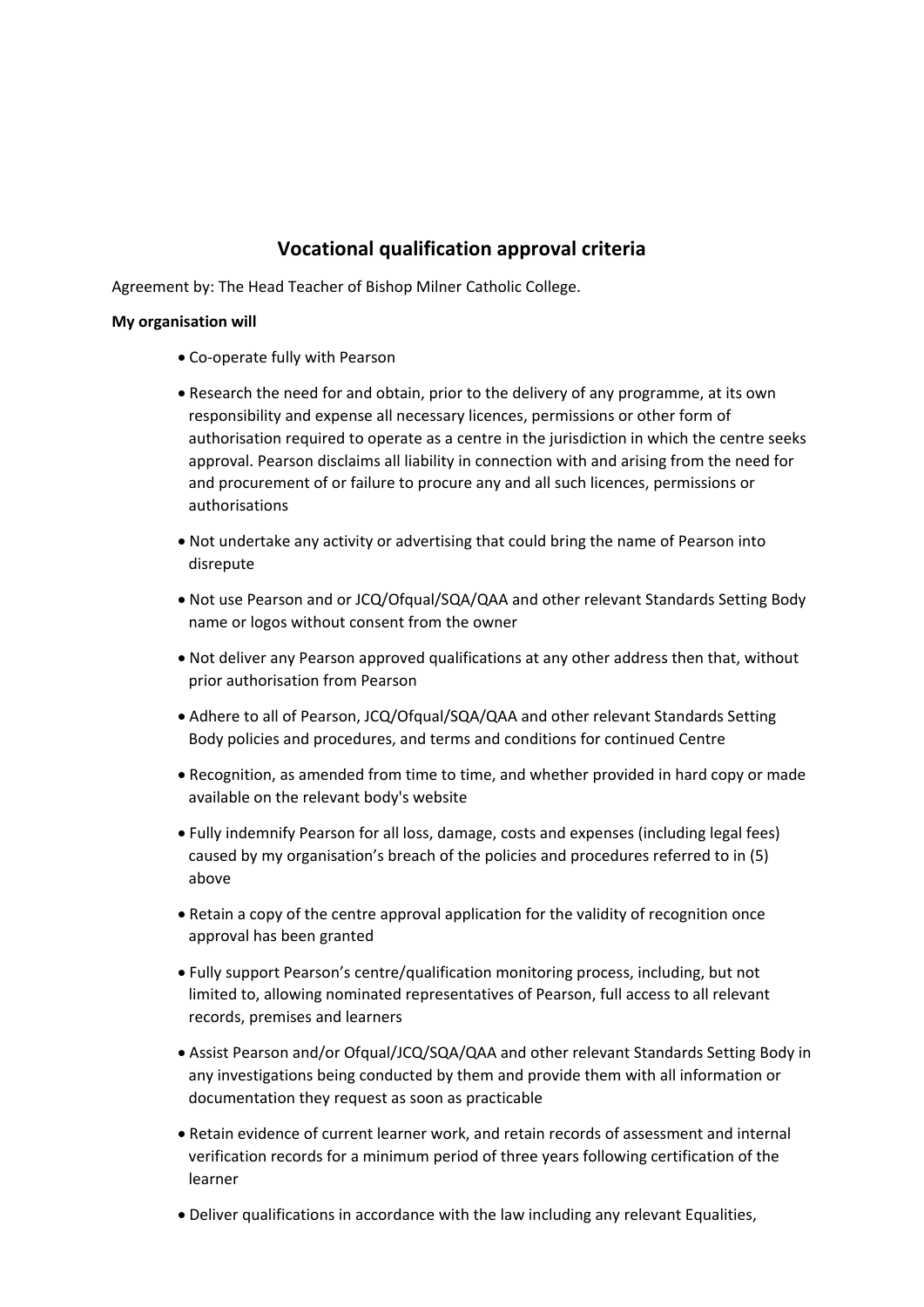## Vocational qualification approval criteria

Agreement by: The Head Teacher of Bishop Milner Catholic College.

**My organisation will**

- Co-operate fully with Pearson
- Research the need for and obtain, prior to the delivery of any programme, at its own responsibility and expense all necessary licences, permissions or other form of authorisation required to operate as a centre in the jurisdiction in which the centre seeks approval. Pearson disclaims all liability in connection with and arising from the need for and procurement of or failure to procure any and all such licences, permissions or authorisations
- Not undertake any activity or advertising that could bring the name of Pearson into disrepute
- Not use Pearson and or JCQ/Ofqual/SQA/QAA and other relevant Standards Setting Body name or logos without consent from the owner
- Not deliver any Pearson approved qualifications at any other address then that, without prior authorisation from Pearson
- Adhere to all of Pearson, JCQ/Ofqual/SQA/QAA and other relevant Standards Setting Body policies and procedures, and terms and conditions for continued Centre
- Recognition, as amended from time to time, and whether provided in hard copy or made available on the relevant body's website
- Fully indemnify Pearson for all loss, damage, costs and expenses (including legal fees) caused by my organisation's breach of the policies and procedures referred to in (5) above
- Retain a copy of the centre approval application for the validity of recognition once approval has been granted
- Fully support Pearson's centre/qualification monitoring process, including, but not limited to, allowing nominated representatives of Pearson, full access to all relevant records, premises and learners
- Assist Pearson and/or Ofqual/JCQ/SQA/QAA and other relevant Standards Setting Body in any investigations being conducted by them and provide them with all information or documentation they request as soon as practicable
- Retain evidence of current learner work, and retain records of assessment and internal verification records for a minimum period of three years following certification of the learner
- Deliver qualifications in accordance with the law including any relevant Equalities,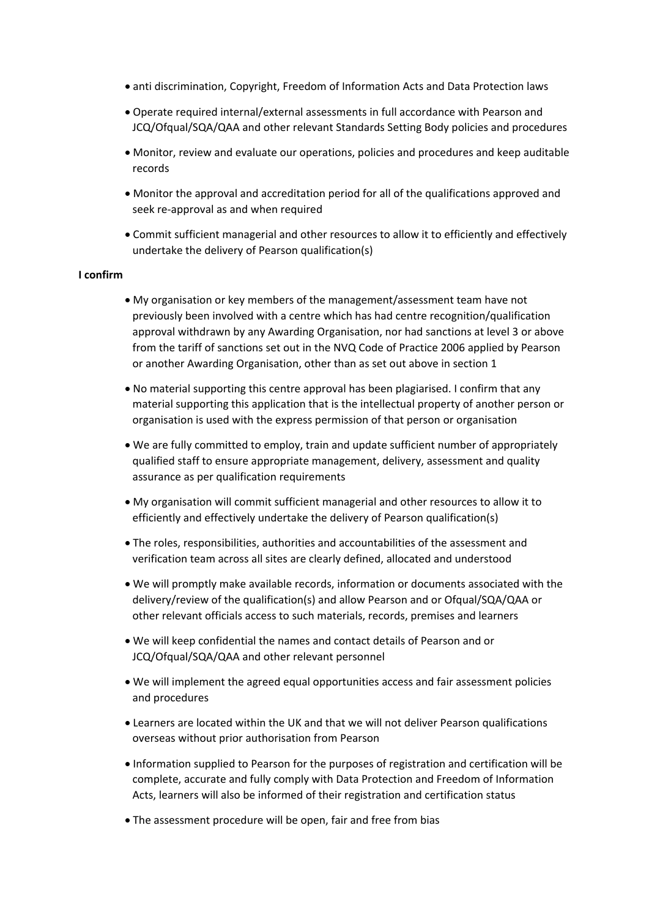- anti discrimination, Copyright, Freedom of Information Acts and Data Protection laws
- Operate required internal/external assessments in full accordance with Pearson and JCQ/Ofqual/SQA/QAA and other relevant Standards Setting Body policies and procedures
- Monitor, review and evaluate our operations, policies and procedures and keep auditable records
- Monitor the approval and accreditation period for all of the qualifications approved and seek re-approval as and when required
- Commit sufficient managerial and other resources to allow it to efficiently and effectively undertake the delivery of Pearson qualification(s)

**I confirm**

- My organisation or key members of the management/assessment team have not previously been involved with a centre which has had centre recognition/qualification approval withdrawn by any Awarding Organisation, nor had sanctions at level 3 or above from the tariff of sanctions set out in the NVQ Code of Practice 2006 applied by Pearson or another Awarding Organisation, other than as set out above in section 1
- No material supporting this centre approval has been plagiarised. I confirm that any material supporting this application that is the intellectual property of another person or organisation is used with the express permission of that person or organisation
- We are fully committed to employ, train and update sufficient number of appropriately qualified staff to ensure appropriate management, delivery, assessment and quality assurance as per qualification requirements
- My organisation will commit sufficient managerial and other resources to allow it to efficiently and effectively undertake the delivery of Pearson qualification(s)
- The roles, responsibilities, authorities and accountabilities of the assessment and verification team across all sites are clearly defined, allocated and understood
- We will promptly make available records, information or documents associated with the delivery/review of the qualification(s) and allow Pearson and or Ofqual/SQA/QAA or other relevant officials access to such materials, records, premises and learners
- We will keep confidential the names and contact details of Pearson and or JCQ/Ofqual/SQA/QAA and other relevant personnel
- We will implement the agreed equal opportunities access and fair assessment policies and procedures
- Learners are located within the UK and that we will not deliver Pearson qualifications overseas without prior authorisation from Pearson
- Information supplied to Pearson for the purposes of registration and certification will be complete, accurate and fully comply with Data Protection and Freedom of Information Acts, learners will also be informed of their registration and certification status
- The assessment procedure will be open, fair and free from bias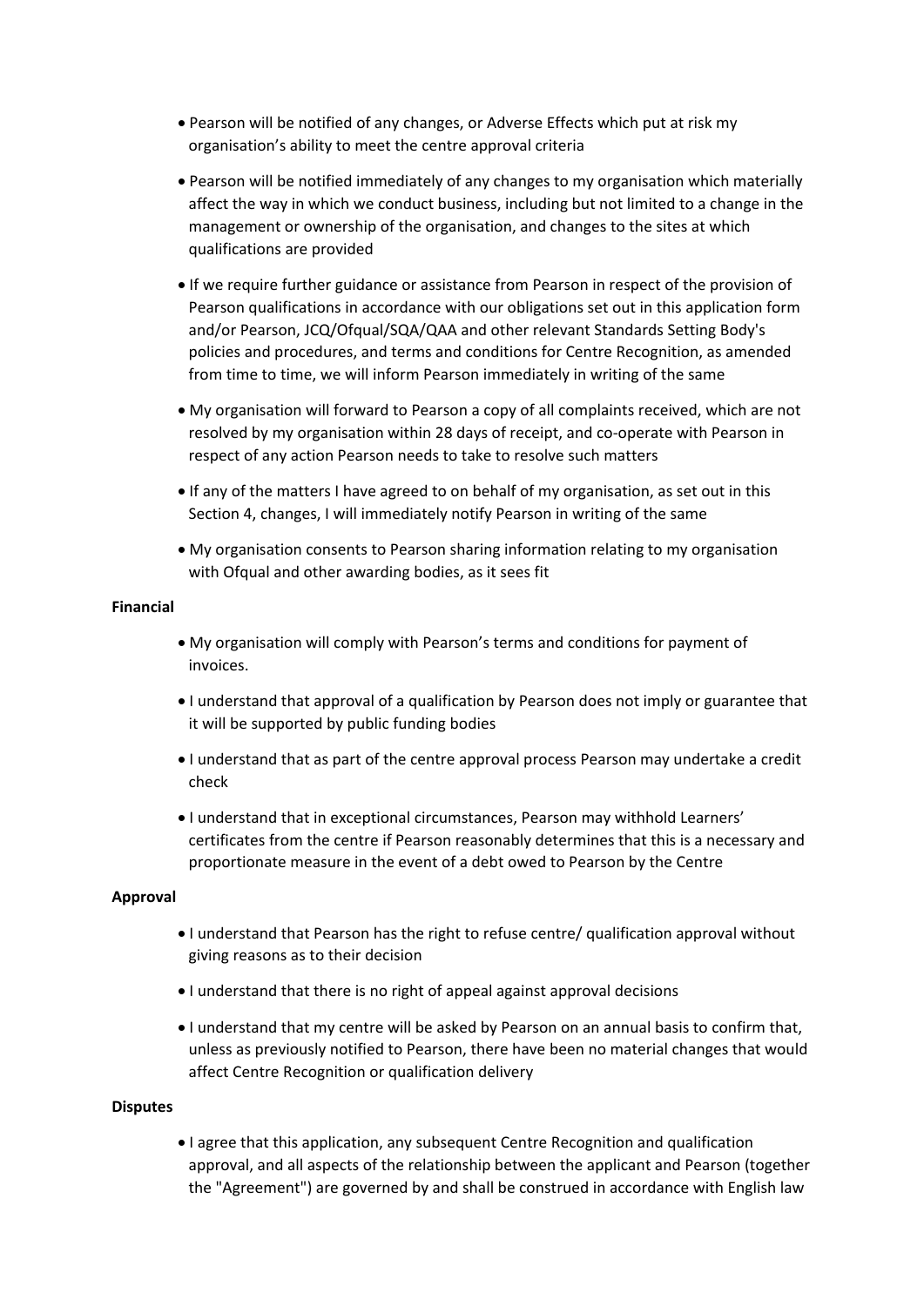- Pearson will be notified of any changes, or Adverse Effects which put at risk my organisation's ability to meet the centre approval criteria
- Pearson will be notified immediately of any changes to my organisation which materially affect the way in which we conduct business, including but not limited to a change in the management or ownership of the organisation, and changes to the sites at which qualifications are provided
- If we require further guidance or assistance from Pearson in respect of the provision of Pearson qualifications in accordance with our obligations set out in this application form and/or Pearson, JCQ/Ofqual/SQA/QAA and other relevant Standards Setting Body's policies and procedures, and terms and conditions for Centre Recognition, as amended from time to time, we will inform Pearson immediately in writing of the same
- My organisation will forward to Pearson a copy of all complaints received, which are not resolved by my organisation within 28 days of receipt, and co-operate with Pearson in respect of any action Pearson needs to take to resolve such matters
- If any of the matters I have agreed to on behalf of my organisation, as set out in this Section 4, changes, I will immediately notify Pearson in writing of the same
- My organisation consents to Pearson sharing information relating to my organisation with Ofqual and other awarding bodies, as it sees fit

**Financial**

- My organisation will comply with Pearson's terms and conditions for payment of invoices.
- I understand that approval of a qualification by Pearson does not imply or guarantee that it will be supported by public funding bodies
- I understand that as part of the centre approval process Pearson may undertake a credit check
- I understand that in exceptional circumstances, Pearson may withhold Learners' certificates from the centre if Pearson reasonably determines that this is a necessary and proportionate measure in the event of a debt owed to Pearson by the Centre

**Approval**

- I understand that Pearson has the right to refuse centre/ qualification approval without giving reasons as to their decision
- I understand that there is no right of appeal against approval decisions
- I understand that my centre will be asked by Pearson on an annual basis to confirm that, unless as previously notified to Pearson, there have been no material changes that would affect Centre Recognition or qualification delivery

**Disputes**

- I agree that this application, any subsequent Centre Recognition and qualification approval, and all aspects of the relationship between the applicant and Pearson (together the "Agreement") are governed by and shall be construed in accordance with English law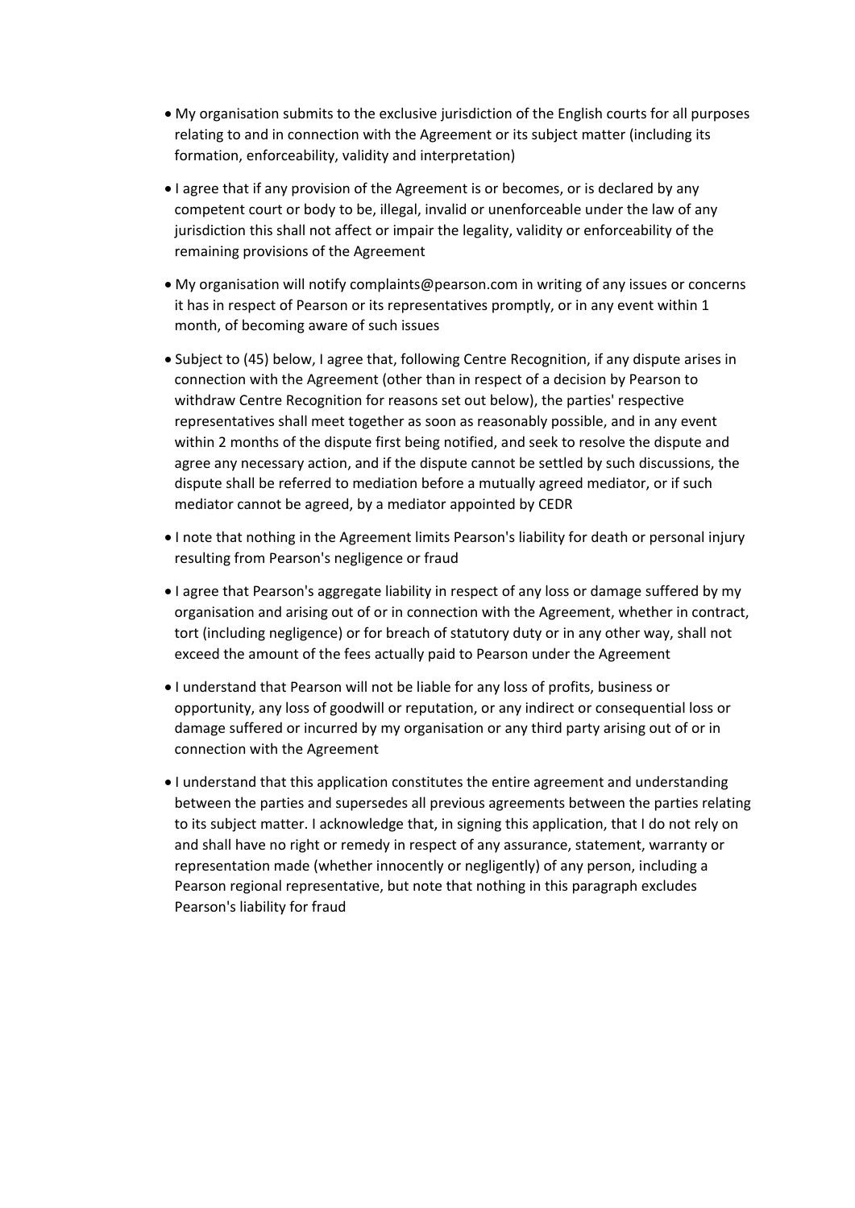- My organisation submits to the exclusive jurisdiction of the English courts for all purposes relating to and in connection with the Agreement or its subject matter (including its formation, enforceability, validity and interpretation)

- I agree that if any provision of the Agreement is or becomes, or is declared by any competent court or body to be, illegal, invalid or unenforceable under the law of any jurisdiction this shall not affect or impair the legality, validity or enforceability of the remaining provisions of the Agreement

- My organisation will notify complaints@pearson.com in writing of any issues or concerns it has in respect of Pearson or its representatives promptly, or in any event within 1 month, of becoming aware of such issues

- Subject to (45) below, I agree that, following Centre Recognition, if any dispute arises in connection with the Agreement (other than in respect of a decision by Pearson to withdraw Centre Recognition for reasons set out below), the parties' respective representatives shall meet together as soon as reasonably possible, and in any event within 2 months of the dispute first being notified, and seek to resolve the dispute and agree any necessary action, and if the dispute cannot be settled by such discussions, the dispute shall be referred to mediation before a mutually agreed mediator, or if such mediator cannot be agreed, by a mediator appointed by CEDR

- I note that nothing in the Agreement limits Pearson's liability for death or personal injury resulting from Pearson's negligence or fraud

- I agree that Pearson's aggregate liability in respect of any loss or damage suffered by my organisation and arising out of or in connection with the Agreement, whether in contract, tort (including negligence) or for breach of statutory duty or in any other way, shall not exceed the amount of the fees actually paid to Pearson under the Agreement

- I understand that Pearson will not be liable for any loss of profits, business or opportunity, any loss of goodwill or reputation, or any indirect or consequential loss or damage suffered or incurred by my organisation or any third party arising out of or in connection with the Agreement

- I understand that this application constitutes the entire agreement and understanding between the parties and supersedes all previous agreements between the parties relating to its subject matter. I acknowledge that, in signing this application, that I do not rely on and shall have no right or remedy in respect of any assurance, statement, warranty or representation made (whether innocently or negligently) of any person, including a Pearson regional representative, but note that nothing in this paragraph excludes Pearson's liability for fraud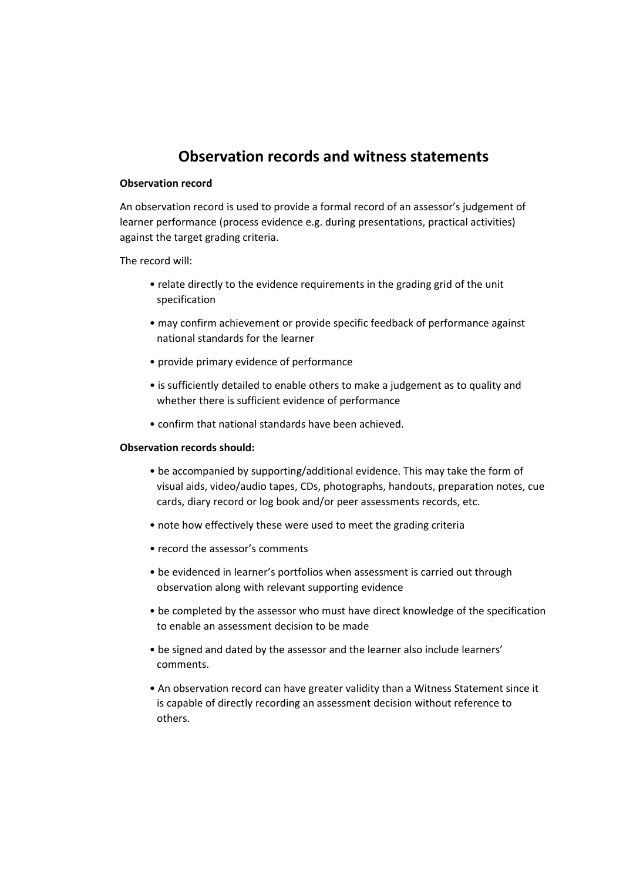# Observation records and witness statements

**Observation record**

An observation record is used to provide a formal record of an assessor's judgement of learner performance (process evidence e.g. during presentations, practical activities) against the target grading criteria.

The record will:

- relate directly to the evidence requirements in the grading grid of the unit specification
- may confirm achievement or provide specific feedback of performance against national standards for the learner
- provide primary evidence of performance
- is sufficiently detailed to enable others to make a judgement as to quality and whether there is sufficient evidence of performance
- confirm that national standards have been achieved.

**Observation records should:**

- be accompanied by supporting/additional evidence. This may take the form of visual aids, video/audio tapes, CDs, photographs, handouts, preparation notes, cue cards, diary record or log book and/or peer assessments records, etc.
- note how effectively these were used to meet the grading criteria
- record the assessor's comments
- be evidenced in learner's portfolios when assessment is carried out through observation along with relevant supporting evidence
- be completed by the assessor who must have direct knowledge of the specification to enable an assessment decision to be made
- be signed and dated by the assessor and the learner also include learners' comments.
- An observation record can have greater validity than a Witness Statement since it is capable of directly recording an assessment decision without reference to others.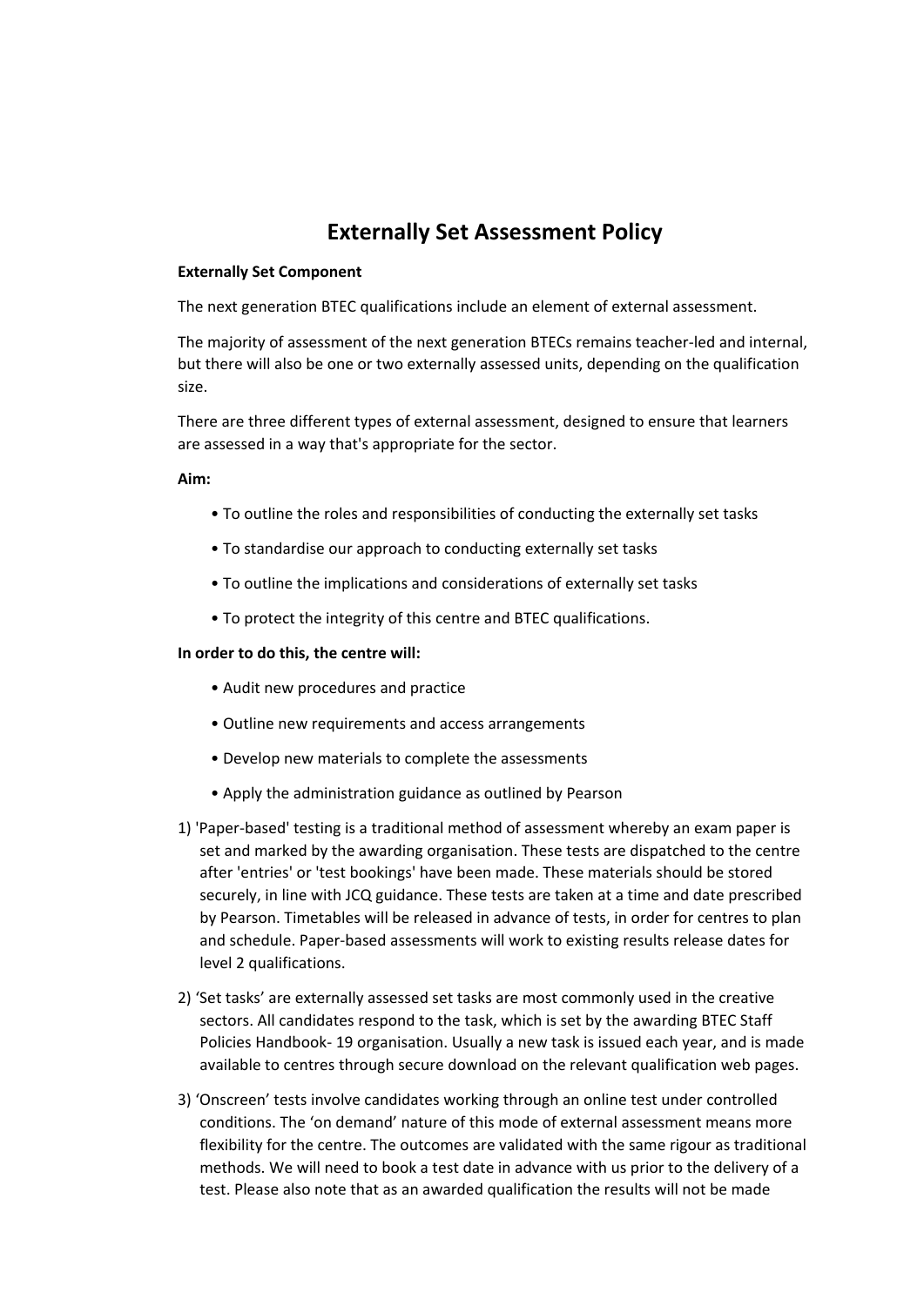# Externally Set Assessment Policy

**Externally Set Component**

The next generation BTEC qualifications include an element of external assessment.

The majority of assessment of the next generation BTECs remains teacher-led and internal, but there will also be one or two externally assessed units, depending on the qualification size.

There are three different types of external assessment, designed to ensure that learners are assessed in a way that's appropriate for the sector.

**Aim:**

- To outline the roles and responsibilities of conducting the externally set tasks
- To standardise our approach to conducting externally set tasks
- To outline the implications and considerations of externally set tasks
- To protect the integrity of this centre and BTEC qualifications.

**In order to do this, the centre will:**

- Audit new procedures and practice
- Outline new requirements and access arrangements
- Develop new materials to complete the assessments
- Apply the administration guidance as outlined by Pearson

1) 'Paper-based' testing is a traditional method of assessment whereby an exam paper is set and marked by the awarding organisation. These tests are dispatched to the centre after 'entries' or 'test bookings' have been made. These materials should be stored securely, in line with JCQ guidance. These tests are taken at a time and date prescribed by Pearson. Timetables will be released in advance of tests, in order for centres to plan and schedule. Paper-based assessments will work to existing results release dates for level 2 qualifications.

2) 'Set tasks' are externally assessed set tasks are most commonly used in the creative sectors. All candidates respond to the task, which is set by the awarding BTEC Staff Policies Handbook- 19 organisation. Usually a new task is issued each year, and is made available to centres through secure download on the relevant qualification web pages.

3) 'Onscreen' tests involve candidates working through an online test under controlled conditions. The 'on demand' nature of this mode of external assessment means more flexibility for the centre. The outcomes are validated with the same rigour as traditional methods. We will need to book a test date in advance with us prior to the delivery of a test. Please also note that as an awarded qualification the results will not be made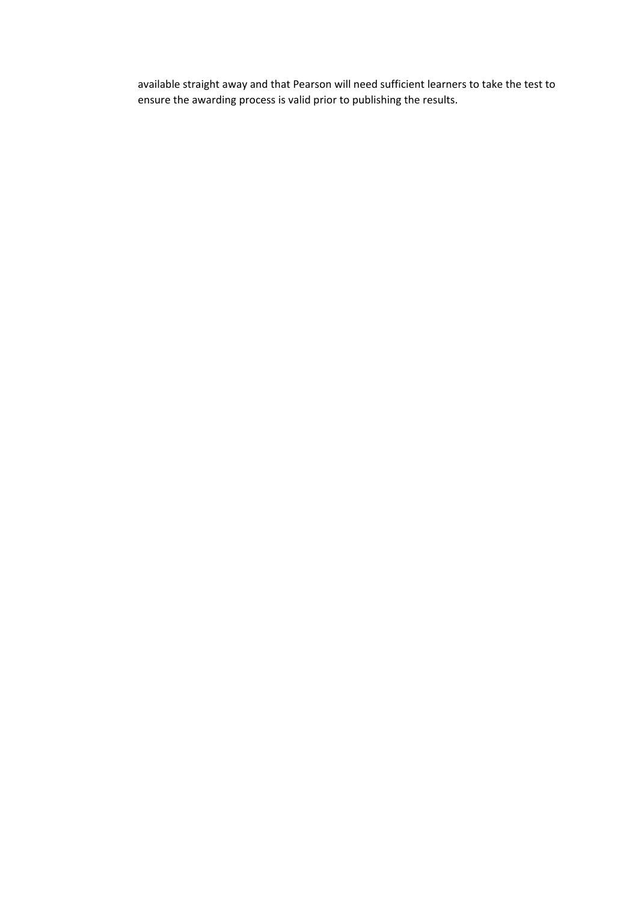available straight away and that Pearson will need sufficient learners to take the test to ensure the awarding process is valid prior to publishing the results.